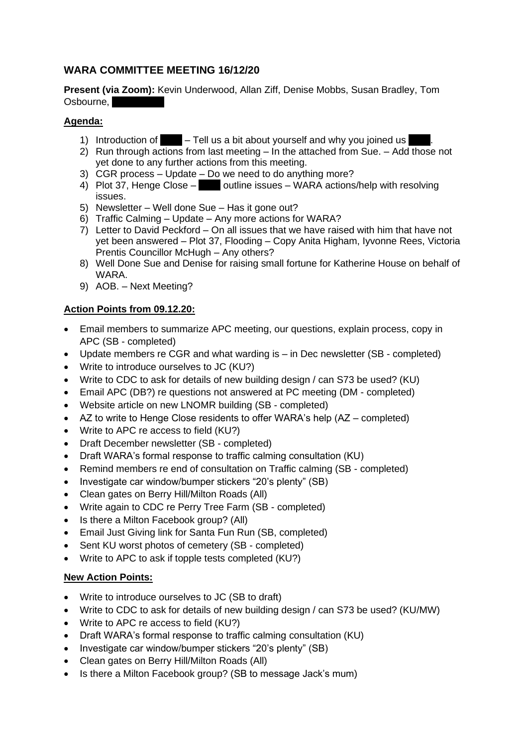## WARA COMMITTEE MEETING 16/12/20

**Present (via Zoom):** Kevin Underwood, Allan Ziff, Denise Mobbs, Susan Bradley, Tom Osbourne,

### Agenda:

1) Introduction of – Tell us a bit about yourself and why you joined us .
2) Run through actions from last meeting – In the attached from Sue. – Add those not yet done to any further actions from this meeting.
3) CGR process – Update – Do we need to do anything more?
4) Plot 37, Henge Close – outline issues – WARA actions/help with resolving issues.
5) Newsletter – Well done Sue – Has it gone out?
6) Traffic Calming – Update – Any more actions for WARA?
7) Letter to David Peckford – On all issues that we have raised with him that have not yet been answered – Plot 37, Flooding – Copy Anita Higham, Iyvonne Rees, Victoria Prentis Councillor McHugh – Any others?
8) Well Done Sue and Denise for raising small fortune for Katherine House on behalf of WARA.
9) AOB. – Next Meeting?

### Action Points from 09.12.20:

- Email members to summarize APC meeting, our questions, explain process, copy in APC (SB - completed)
- Update members re CGR and what warding is – in Dec newsletter (SB - completed)
- Write to introduce ourselves to JC (KU?)
- Write to CDC to ask for details of new building design / can S73 be used? (KU)
- Email APC (DB?) re questions not answered at PC meeting (DM - completed)
- Website article on new LNOMR building (SB - completed)
- AZ to write to Henge Close residents to offer WARA's help (AZ – completed)
- Write to APC re access to field (KU?)
- Draft December newsletter (SB - completed)
- Draft WARA's formal response to traffic calming consultation (KU)
- Remind members re end of consultation on Traffic calming (SB - completed)
- Investigate car window/bumper stickers "20's plenty" (SB)
- Clean gates on Berry Hill/Milton Roads (All)
- Write again to CDC re Perry Tree Farm (SB - completed)
- Is there a Milton Facebook group? (All)
- Email Just Giving link for Santa Fun Run (SB, completed)
- Sent KU worst photos of cemetery (SB - completed)
- Write to APC to ask if topple tests completed (KU?)

### New Action Points:

- Write to introduce ourselves to JC (SB to draft)
- Write to CDC to ask for details of new building design / can S73 be used? (KU/MW)
- Write to APC re access to field (KU?)
- Draft WARA's formal response to traffic calming consultation (KU)
- Investigate car window/bumper stickers "20's plenty" (SB)
- Clean gates on Berry Hill/Milton Roads (All)
- Is there a Milton Facebook group? (SB to message Jack's mum)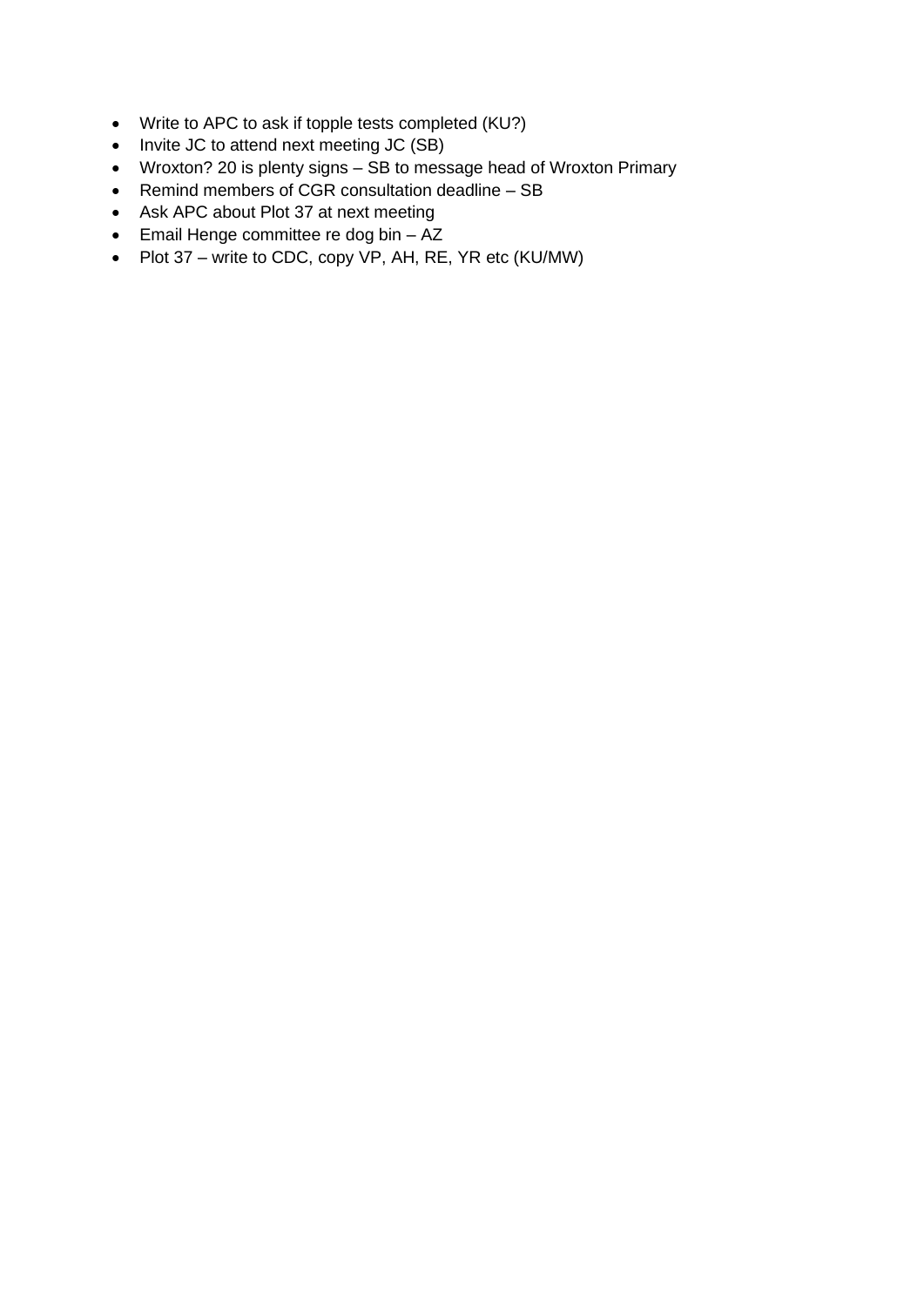- Write to APC to ask if topple tests completed (KU?)
- Invite JC to attend next meeting JC (SB)
- Wroxton? 20 is plenty signs – SB to message head of Wroxton Primary
- Remind members of CGR consultation deadline – SB
- Ask APC about Plot 37 at next meeting
- Email Henge committee re dog bin – AZ
- Plot 37 – write to CDC, copy VP, AH, RE, YR etc (KU/MW)